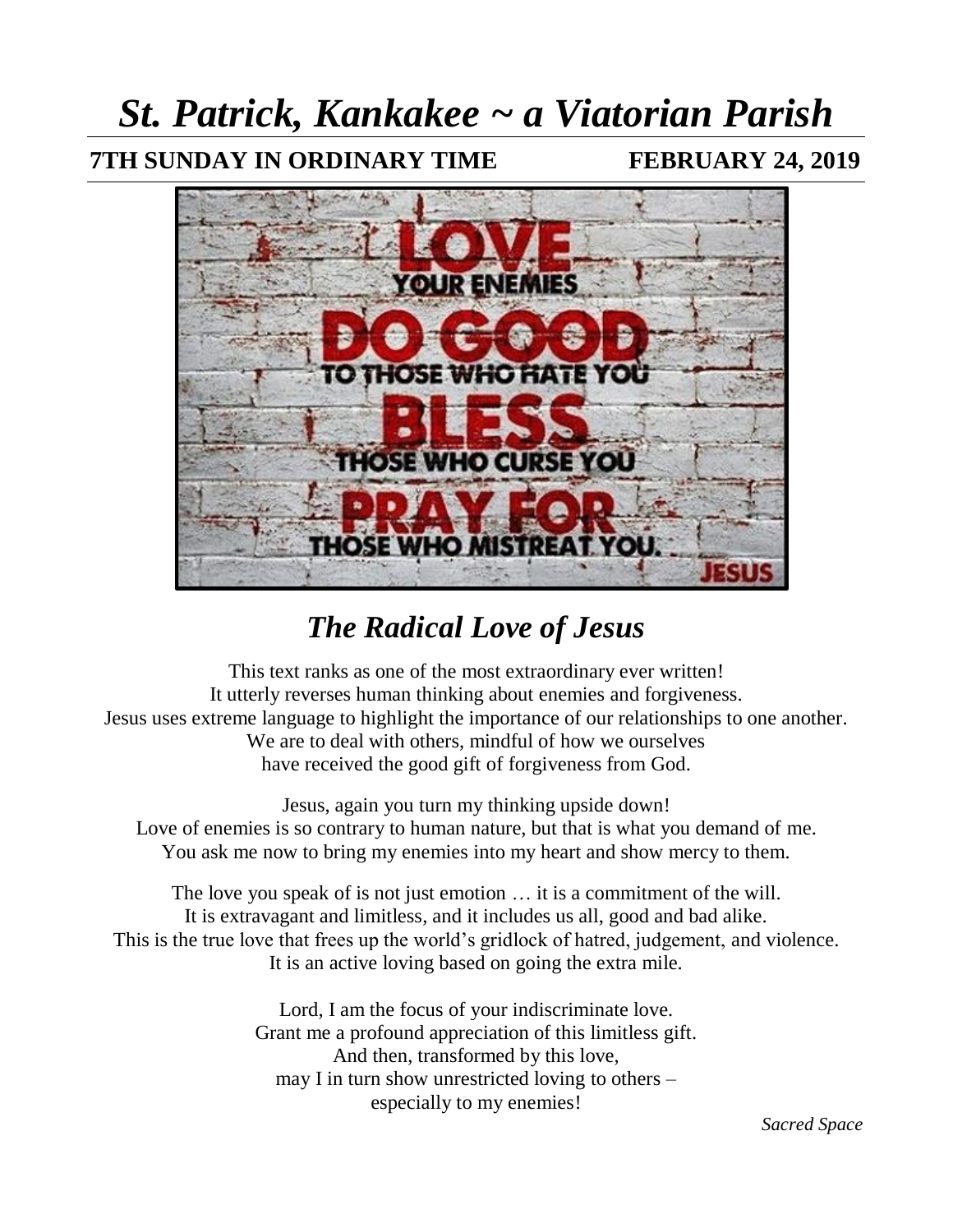# *St. Patrick, Kankakee ~ a Viatorian Parish*

**7TH SUNDAY IN ORDINARY TIME** **FEBRUARY 24, 2019**

## *The Radical Love of Jesus*

This text ranks as one of the most extraordinary ever written!
It utterly reverses human thinking about enemies and forgiveness.
Jesus uses extreme language to highlight the importance of our relationships to one another.
We are to deal with others, mindful of how we ourselves
have received the good gift of forgiveness from God.

Jesus, again you turn my thinking upside down!
Love of enemies is so contrary to human nature, but that is what you demand of me.
You ask me now to bring my enemies into my heart and show mercy to them.

The love you speak of is not just emotion … it is a commitment of the will.
It is extravagant and limitless, and it includes us all, good and bad alike.
This is the true love that frees up the world's gridlock of hatred, judgement, and violence.
It is an active loving based on going the extra mile.

Lord, I am the focus of your indiscriminate love.
Grant me a profound appreciation of this limitless gift.
And then, transformed by this love,
may I in turn show unrestricted loving to others –
especially to my enemies!

*Sacred Space*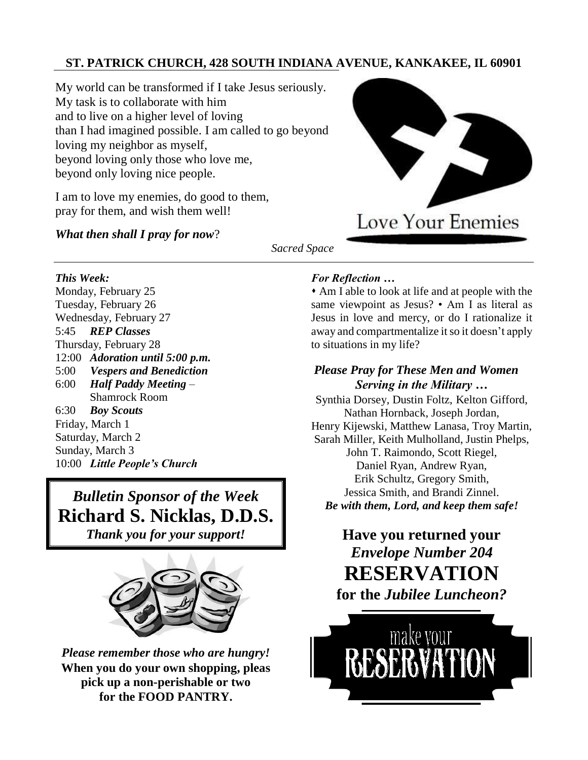**ST. PATRICK CHURCH, 428 SOUTH INDIANA AVENUE, KANKAKEE, IL 60901**

My world can be transformed if I take Jesus seriously.
My task is to collaborate with him
and to live on a higher level of loving
than I had imagined possible. I am called to go beyond
loving my neighbor as myself,
beyond loving only those who love me,
beyond only loving nice people.

I am to love my enemies, do good to them,
pray for them, and wish them well!

***What then shall I pray for now*?**

*Sacred Space*

Love Your Enemies

***This Week:***

Monday, February 25
Tuesday, February 26
Wednesday, February 27
5:45 ***REP Classes***
Thursday, February 28
12:00 ***Adoration until 5:00 p.m.***
5:00 ***Vespers and Benediction***
6:00 ***Half Paddy Meeting*** – Shamrock Room
6:30 ***Boy Scouts***
Friday, March 1
Saturday, March 2
Sunday, March 3
10:00 ***Little People's Church***

***Bulletin Sponsor of the Week***
**Richard S. Nicklas, D.D.S.**
***Thank you for your support!***

***Please remember those who are hungry!***
**When you do your own shopping, pleas pick up a non-perishable or two for the FOOD PANTRY.**

***For Reflection …***

- Am I able to look at life and at people with the same viewpoint as Jesus? • Am I as literal as Jesus in love and mercy, or do I rationalize it away and compartmentalize it so it doesn't apply to situations in my life?

***Please Pray for These Men and Women Serving in the Military …***

Synthia Dorsey, Dustin Foltz, Kelton Gifford, Nathan Hornback, Joseph Jordan, Henry Kijewski, Matthew Lanasa, Troy Martin, Sarah Miller, Keith Mulholland, Justin Phelps, John T. Raimondo, Scott Riegel, Daniel Ryan, Andrew Ryan, Erik Schultz, Gregory Smith, Jessica Smith, and Brandi Zinnel.
***Be with them, Lord, and keep them safe!***

**Have you returned your *Envelope Number 204* RESERVATION for the *Jubilee Luncheon?***

make your RESERVATION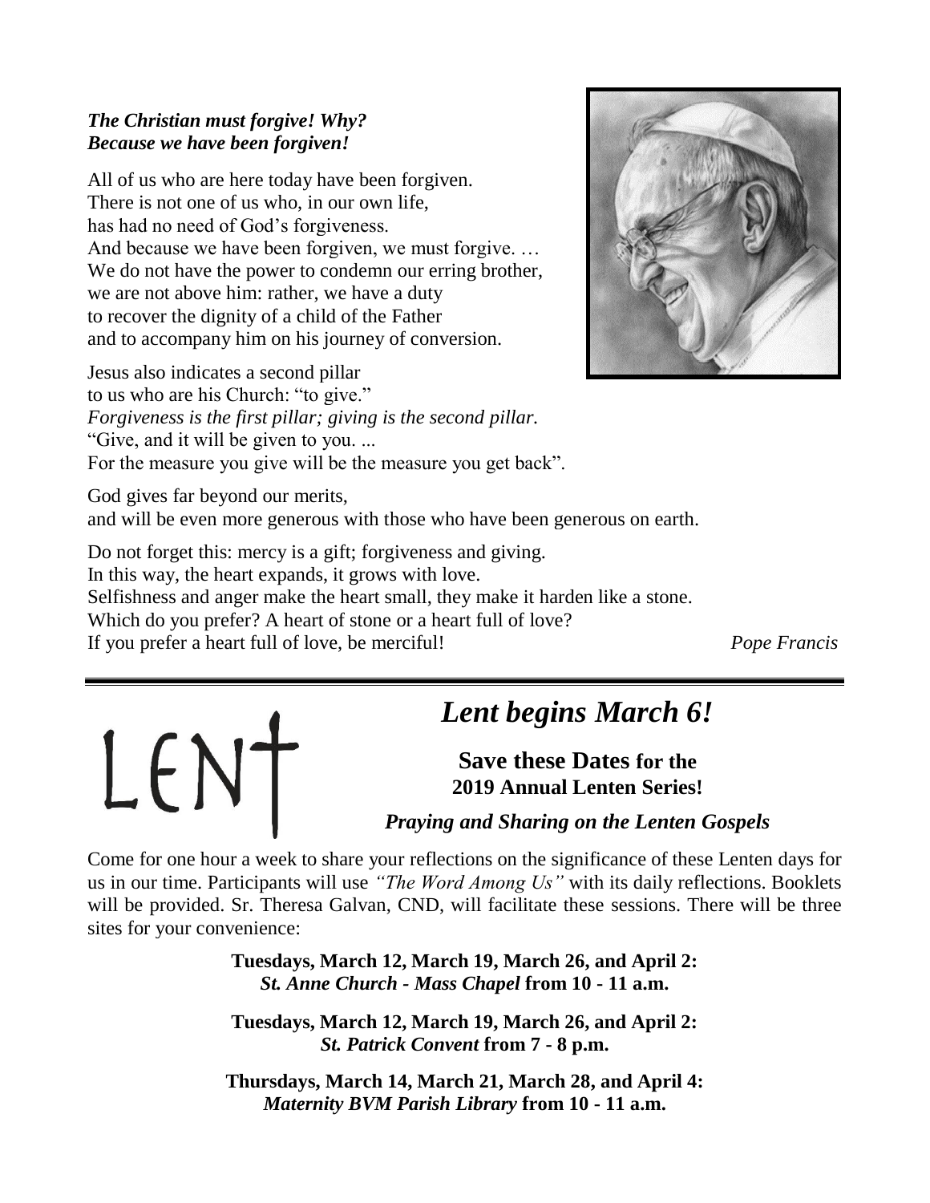***The Christian must forgive! Why?***
***Because we have been forgiven!***

All of us who are here today have been forgiven.
There is not one of us who, in our own life,
has had no need of God's forgiveness.
And because we have been forgiven, we must forgive. …
We do not have the power to condemn our erring brother,
we are not above him: rather, we have a duty
to recover the dignity of a child of the Father
and to accompany him on his journey of conversion.

Jesus also indicates a second pillar
to us who are his Church: "to give."
*Forgiveness is the first pillar; giving is the second pillar.*
"Give, and it will be given to you. ...
For the measure you give will be the measure you get back".

God gives far beyond our merits,
and will be even more generous with those who have been generous on earth.

Do not forget this: mercy is a gift; forgiveness and giving.
In this way, the heart expands, it grows with love.
Selfishness and anger make the heart small, they make it harden like a stone.
Which do you prefer? A heart of stone or a heart full of love?
If you prefer a heart full of love, be merciful!

*Pope Francis*

---

LENT

## *Lent begins March 6!*

**Save these Dates for the 2019 Annual Lenten Series!**

***Praying and Sharing on the Lenten Gospels***

Come for one hour a week to share your reflections on the significance of these Lenten days for us in our time. Participants will use *"The Word Among Us"* with its daily reflections. Booklets will be provided. Sr. Theresa Galvan, CND, will facilitate these sessions. There will be three sites for your convenience:

**Tuesdays, March 12, March 19, March 26, and April 2:**
***St. Anne Church - Mass Chapel*** **from 10 - 11 a.m.**

**Tuesdays, March 12, March 19, March 26, and April 2:**
***St. Patrick Convent*** **from 7 - 8 p.m.**

**Thursdays, March 14, March 21, March 28, and April 4:**
***Maternity BVM Parish Library*** **from 10 - 11 a.m.**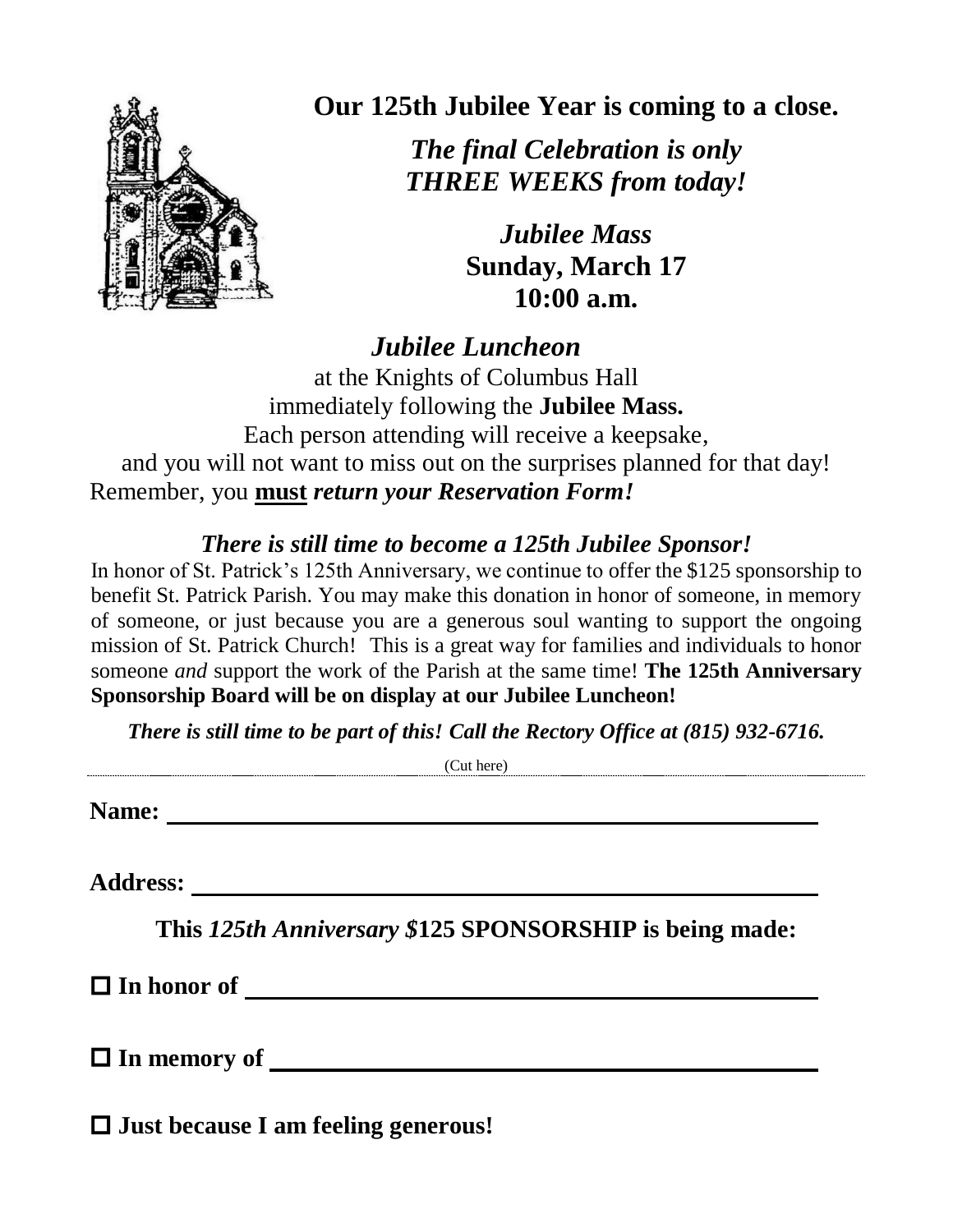## Our 125th Jubilee Year is coming to a close.

***The final Celebration is only THREE WEEKS from today!***

***Jubilee Mass***
**Sunday, March 17**
**10:00 a.m.**

### *Jubilee Luncheon*

at the Knights of Columbus Hall
immediately following the **Jubilee Mass.**
Each person attending will receive a keepsake,
and you will not want to miss out on the surprises planned for that day!
Remember, you **must** ***return your Reservation Form!***

### *There is still time to become a 125th Jubilee Sponsor!*

In honor of St. Patrick's 125th Anniversary, we continue to offer the $125 sponsorship to benefit St. Patrick Parish. You may make this donation in honor of someone, in memory of someone, or just because you are a generous soul wanting to support the ongoing mission of St. Patrick Church! This is a great way for families and individuals to honor someone *and* support the work of the Parish at the same time! **The 125th Anniversary Sponsorship Board will be on display at our Jubilee Luncheon!**

***There is still time to be part of this! Call the Rectory Office at (815) 932-6716.***

(Cut here)

---

**Name:** ____________________________________________

**Address:** ____________________________________________

**This *125th Anniversary $*125 SPONSORSHIP is being made:**

☐ **In honor of** ____________________________________________

☐ **In memory of** ____________________________________________

☐ **Just because I am feeling generous!**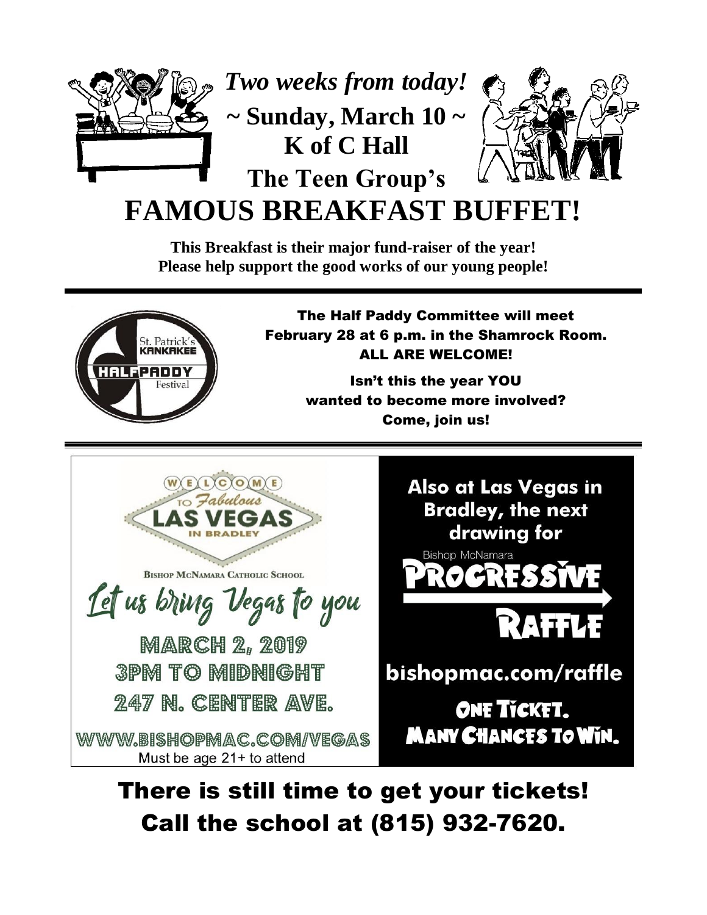*Two weeks from today!*

**~ Sunday, March 10 ~**

**K of C Hall**

**The Teen Group's**

# FAMOUS BREAKFAST BUFFET!

**This Breakfast is their major fund-raiser of the year!**
**Please help support the good works of our young people!**

---

St. Patrick's KANKAKEE HALF PADDY Festival

The Half Paddy Committee will meet February 28 at 6 p.m. in the Shamrock Room. ALL ARE WELCOME!

Isn't this the year YOU wanted to become more involved? Come, join us!

---

WELCOME TO *Fabulous* LAS VEGAS IN BRADLEY

BISHOP MCNAMARA CATHOLIC SCHOOL

*Let us bring Vegas to you*

MARCH 2, 2019
3PM TO MIDNIGHT
247 N. CENTER AVE.

WWW.BISHOPMAC.COM/VEGAS
Must be age 21+ to attend

**Also at Las Vegas in Bradley, the next drawing for**

Bishop McNamara
**PROGRESSIVE RAFFLE**

bishopmac.com/raffle

ONE TICKET. MANY CHANCES TO WIN.

## There is still time to get your tickets! Call the school at (815) 932-7620.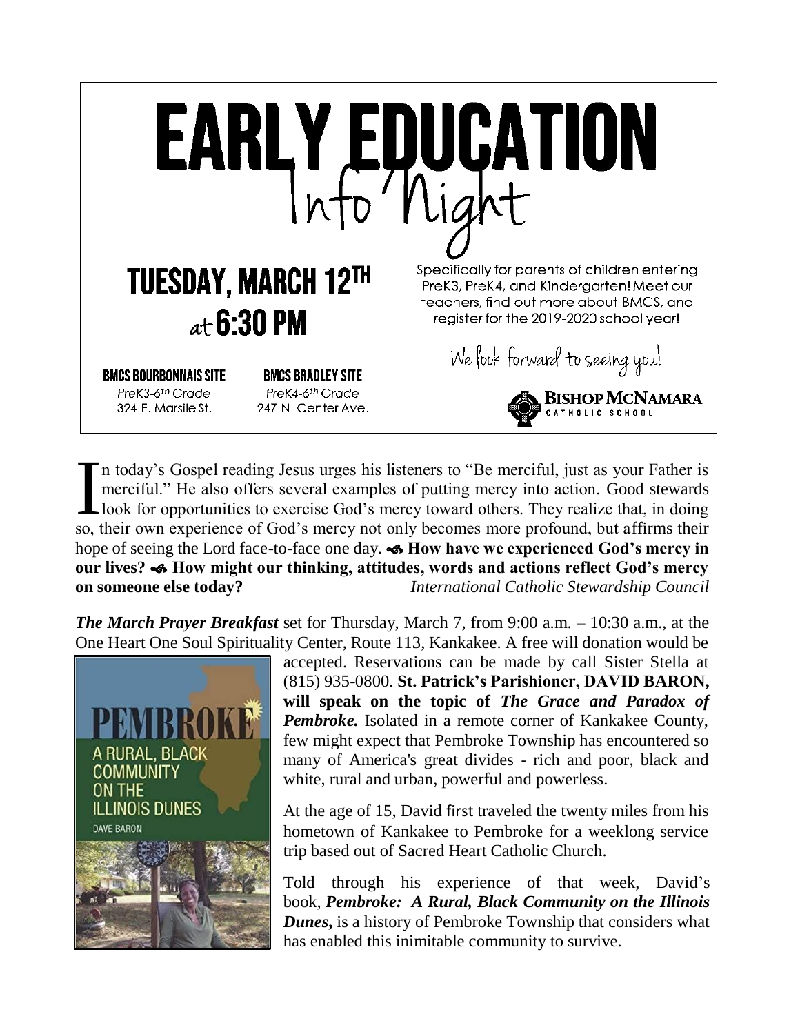# EARLY EDUCATION
## Info Night

## TUESDAY, MARCH 12TH at 6:30 PM

Specifically for parents of children entering PreK3, PreK4, and Kindergarten! Meet our teachers, find out more about BMCS, and register for the 2019-2020 school year!

**BMCS BOURBONNAIS SITE**
*PreK3-6th Grade*
324 E. Marsile St.

**BMCS BRADLEY SITE**
*PreK4-6th Grade*
247 N. Center Ave.

We look forward to seeing you!

**BISHOP McNAMARA CATHOLIC SCHOOL**

In today's Gospel reading Jesus urges his listeners to "Be merciful, just as your Father is merciful." He also offers several examples of putting mercy into action. Good stewards look for opportunities to exercise God's mercy toward others. They realize that, in doing so, their own experience of God's mercy not only becomes more profound, but affirms their hope of seeing the Lord face-to-face one day. **How have we experienced God's mercy in our lives? How might our thinking, attitudes, words and actions reflect God's mercy on someone else today?** *International Catholic Stewardship Council*

***The March Prayer Breakfast*** set for Thursday, March 7, from 9:00 a.m. – 10:30 a.m., at the One Heart One Soul Spirituality Center, Route 113, Kankakee. A free will donation would be accepted. Reservations can be made by call Sister Stella at (815) 935-0800. **St. Patrick's Parishioner, DAVID BARON, will speak on the topic of *The Grace and Paradox of Pembroke.*** Isolated in a remote corner of Kankakee County, few might expect that Pembroke Township has encountered so many of America's great divides - rich and poor, black and white, rural and urban, powerful and powerless.

At the age of 15, David first traveled the twenty miles from his hometown of Kankakee to Pembroke for a weeklong service trip based out of Sacred Heart Catholic Church.

Told through his experience of that week, David's book, ***Pembroke: A Rural, Black Community on the Illinois Dunes***, is a history of Pembroke Township that considers what has enabled this inimitable community to survive.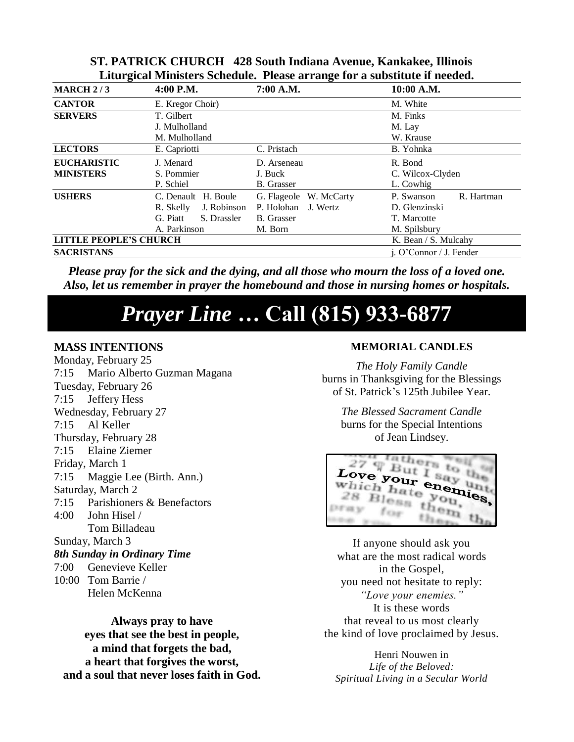**ST. PATRICK CHURCH 428 South Indiana Avenue, Kankakee, Illinois**
**Liturgical Ministers Schedule. Please arrange for a substitute if needed.**

| MARCH 2 / 3 | 4:00 P.M. | 7:00 A.M. | 10:00 A.M. |
|---|---|---|---|
| **CANTOR** | E. Kregor Choir) | | M. White |
| **SERVERS** | T. Gilbert<br>J. Mulholland<br>M. Mulholland | | M. Finks<br>M. Lay<br>W. Krause |
| **LECTORS** | E. Capriotti | C. Pristach | B. Yohnka |
| **EUCHARISTIC MINISTERS** | J. Menard<br>S. Pommier<br>P. Schiel | D. Arseneau<br>J. Buck<br>B. Grasser | R. Bond<br>C. Wilcox-Clyden<br>L. Cowhig |
| **USHERS** | C. Denault H. Boule<br>R. Skelly J. Robinson<br>G. Piatt S. Drassler<br>A. Parkinson | G. Flageole W. McCarty<br>P. Holohan J. Wertz<br>B. Grasser<br>M. Born | P. Swanson R. Hartman<br>D. Glenzinski<br>T. Marcotte<br>M. Spilsbury |
| **LITTLE PEOPLE'S CHURCH** | | | K. Bean / S. Mulcahy |
| **SACRISTANS** | | | j. O'Connor / J. Fender |

***Please pray for the sick and the dying, and all those who mourn the loss of a loved one. Also, let us remember in prayer the homebound and those in nursing homes or hospitals.***

# *Prayer Line* … Call (815) 933-6877

**MASS INTENTIONS**

Monday, February 25
7:15 Mario Alberto Guzman Magana
Tuesday, February 26
7:15 Jeffery Hess
Wednesday, February 27
7:15 Al Keller
Thursday, February 28
7:15 Elaine Ziemer
Friday, March 1
7:15 Maggie Lee (Birth. Ann.)
Saturday, March 2
7:15 Parishioners & Benefactors
4:00 John Hisel /
Tom Billadeau
Sunday, March 3
***8th Sunday in Ordinary Time***
7:00 Genevieve Keller
10:00 Tom Barrie /
Helen McKenna

**Always pray to have eyes that see the best in people, a mind that forgets the bad, a heart that forgives the worst, and a soul that never loses faith in God.**

**MEMORIAL CANDLES**

*The Holy Family Candle* burns in Thanksgiving for the Blessings of St. Patrick's 125th Jubilee Year.

*The Blessed Sacrament Candle* burns for the Special Intentions of Jean Lindsey.

If anyone should ask you
what are the most radical words
in the Gospel,
you need not hesitate to reply:
*"Love your enemies."*
It is these words
that reveal to us most clearly
the kind of love proclaimed by Jesus.

Henri Nouwen in
*Life of the Beloved:*
*Spiritual Living in a Secular World*